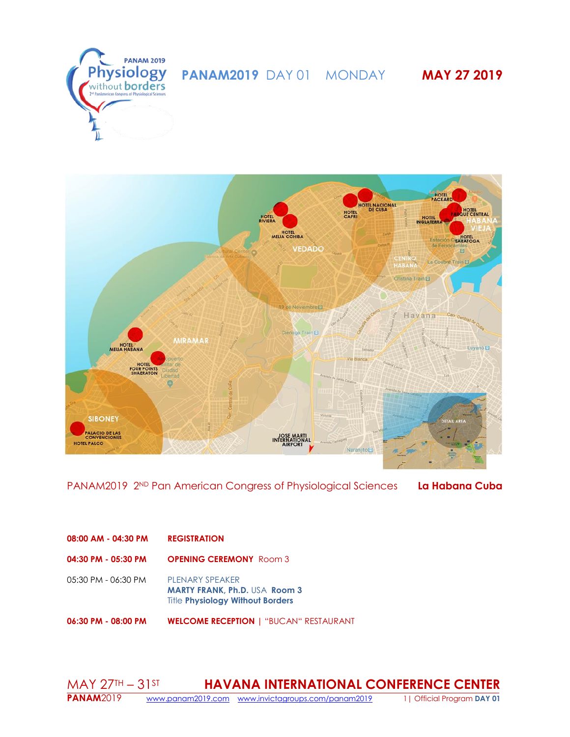# PANAM2019 DAY 01 MONDAY **MAY 27 2019**

PANAM2019 2ND Pan American Congress of Physiological Sciences **La Habana Cuba**

| | |
|---|---|
| **08:00 AM - 04:30 PM** | **REGISTRATION** |
| **04:30 PM - 05:30 PM** | **OPENING CEREMONY** Room 3 |
| 05:30 PM - 06:30 PM | PLENARY SPEAKER<br>**MARTY FRANK, Ph.D.** USA **Room 3**<br>Title **Physiology Without Borders** |
| **06:30 PM - 08:00 PM** | **WELCOME RECEPTION** \| "BUCAN" RESTAURANT |

MAY 27TH – 31ST **HAVANA INTERNATIONAL CONFERENCE CENTER**

**PANAM**2019 www.panam2019.com www.invictagroups.com/panam2019 Official Program **DAY 01**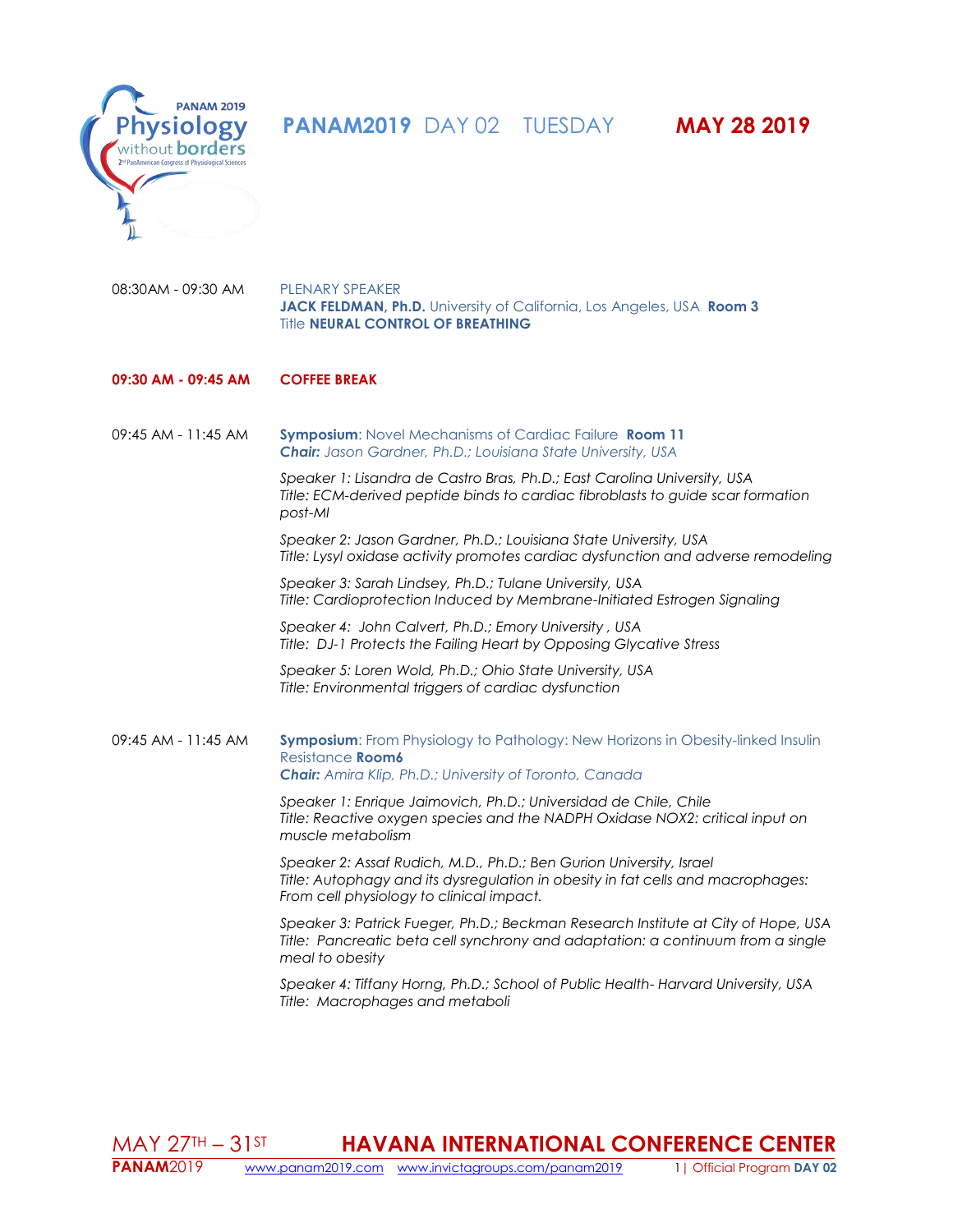# PANAM2019 DAY 02 TUESDAY **MAY 28 2019**

08:30AM - 09:30 AM PLENARY SPEAKER
**JACK FELDMAN, Ph.D.** University of California, Los Angeles, USA **Room 3**
Title **NEURAL CONTROL OF BREATHING**

**09:30 AM - 09:45 AM COFFEE BREAK**

09:45 AM - 11:45 AM **Symposium**: Novel Mechanisms of Cardiac Failure **Room 11**
***Chair:*** *Jason Gardner, Ph.D.; Louisiana State University, USA*

*Speaker 1: Lisandra de Castro Bras, Ph.D.; East Carolina University, USA*
*Title: ECM-derived peptide binds to cardiac fibroblasts to guide scar formation post-MI*

*Speaker 2: Jason Gardner, Ph.D.; Louisiana State University, USA*
*Title: Lysyl oxidase activity promotes cardiac dysfunction and adverse remodeling*

*Speaker 3: Sarah Lindsey, Ph.D.; Tulane University, USA*
*Title: Cardioprotection Induced by Membrane-Initiated Estrogen Signaling*

*Speaker 4: John Calvert, Ph.D.; Emory University , USA*
*Title: DJ-1 Protects the Failing Heart by Opposing Glycative Stress*

*Speaker 5: Loren Wold, Ph.D.; Ohio State University, USA*
*Title: Environmental triggers of cardiac dysfunction*

09:45 AM - 11:45 AM **Symposium**: From Physiology to Pathology: New Horizons in Obesity-linked Insulin Resistance **Room6**
***Chair:*** *Amira Klip, Ph.D.; University of Toronto, Canada*

*Speaker 1: Enrique Jaimovich, Ph.D.; Universidad de Chile, Chile*
*Title: Reactive oxygen species and the NADPH Oxidase NOX2: critical input on muscle metabolism*

*Speaker 2: Assaf Rudich, M.D., Ph.D.; Ben Gurion University, Israel*
*Title: Autophagy and its dysregulation in obesity in fat cells and macrophages: From cell physiology to clinical impact.*

*Speaker 3: Patrick Fueger, Ph.D.; Beckman Research Institute at City of Hope, USA*
*Title: Pancreatic beta cell synchrony and adaptation: a continuum from a single meal to obesity*

*Speaker 4: Tiffany Horng, Ph.D.; School of Public Health- Harvard University, USA*
*Title: Macrophages and metaboli*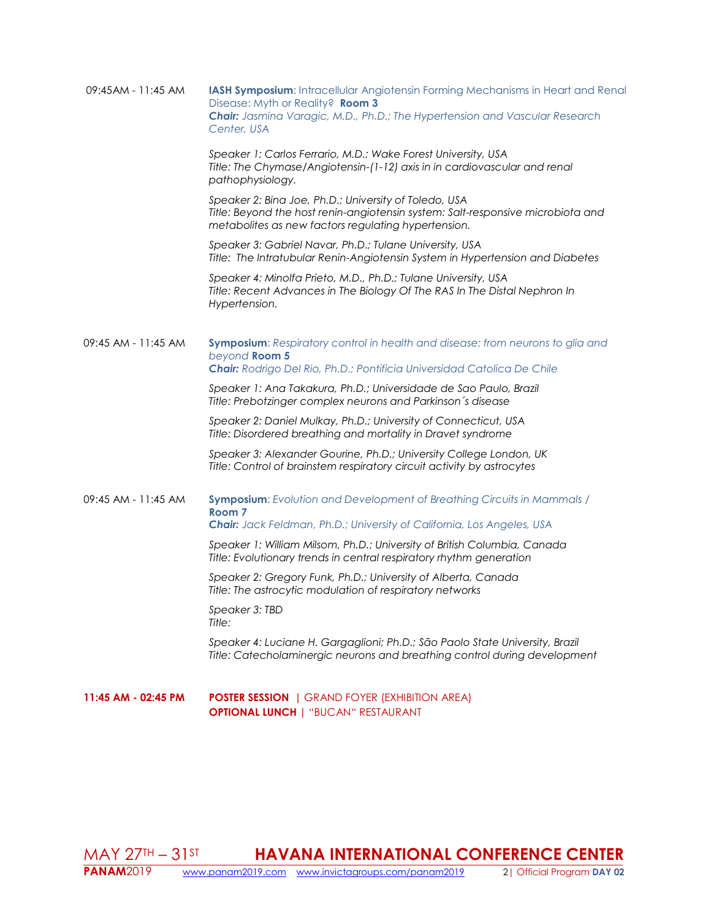09:45AM - 11:45 AM **IASH Symposium**: Intracellular Angiotensin Forming Mechanisms in Heart and Renal Disease: Myth or Reality? **Room 3**
***Chair:*** *Jasmina Varagic, M.D., Ph.D.; The Hypertension and Vascular Research Center, USA*

*Speaker 1: Carlos Ferrario, M.D.; Wake Forest University, USA*
*Title: The Chymase/Angiotensin-(1-12) axis in in cardiovascular and renal pathophysiology.*

*Speaker 2: Bina Joe, Ph.D.; University of Toledo, USA*
*Title: Beyond the host renin-angiotensin system: Salt-responsive microbiota and metabolites as new factors regulating hypertension.*

*Speaker 3: Gabriel Navar, Ph.D.; Tulane University, USA*
*Title: The Intratubular Renin-Angiotensin System in Hypertension and Diabetes*

*Speaker 4: Minolfa Prieto, M.D., Ph.D.; Tulane University, USA*
*Title: Recent Advances in The Biology Of The RAS In The Distal Nephron In Hypertension.*

09:45 AM - 11:45 AM **Symposium**: *Respiratory control in health and disease: from neurons to glia and beyond* **Room 5**
***Chair:*** *Rodrigo Del Rio, Ph.D.; Pontificia Universidad Catolica De Chile*

*Speaker 1: Ana Takakura, Ph.D.; Universidade de Sao Paulo, Brazil*
*Title: Prebotzinger complex neurons and Parkinson´s disease*

*Speaker 2: Daniel Mulkay, Ph.D.; University of Connecticut, USA*
*Title: Disordered breathing and mortality in Dravet syndrome*

*Speaker 3: Alexander Gourine, Ph.D.; University College London, UK*
*Title: Control of brainstem respiratory circuit activity by astrocytes*

09:45 AM - 11:45 AM **Symposium**: *Evolution and Development of Breathing Circuits in Mammals /* **Room 7**
***Chair:*** *Jack Feldman, Ph.D.; University of California, Los Angeles, USA*

*Speaker 1: William Milsom, Ph.D.; University of British Columbia, Canada*
*Title: Evolutionary trends in central respiratory rhythm generation*

*Speaker 2: Gregory Funk, Ph.D.; University of Alberta, Canada*
*Title: The astrocytic modulation of respiratory networks*

*Speaker 3: TBD*
*Title:*

*Speaker 4: Luciane H. Gargaglioni; Ph.D.; São Paolo State University, Brazil*
*Title: Catecholaminergic neurons and breathing control during development*

**11:45 AM - 02:45 PM** **POSTER SESSION** | GRAND FOYER (EXHIBITION AREA)
**OPTIONAL LUNCH** | "BUCAN" RESTAURANT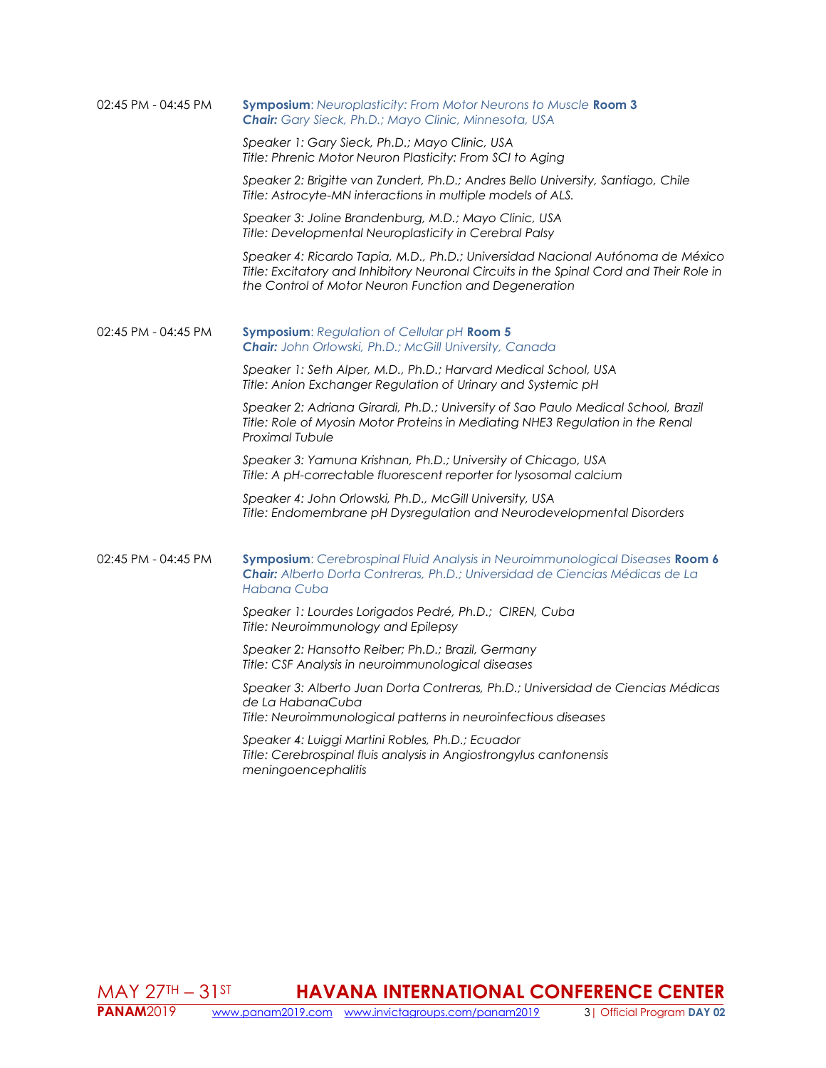02:45 PM - 04:45 PM **Symposium**: *Neuroplasticity: From Motor Neurons to Muscle* **Room 3**
***Chair:*** *Gary Sieck, Ph.D.; Mayo Clinic, Minnesota, USA*

*Speaker 1: Gary Sieck, Ph.D.; Mayo Clinic, USA*
*Title: Phrenic Motor Neuron Plasticity: From SCI to Aging*

*Speaker 2: Brigitte van Zundert, Ph.D.; Andres Bello University, Santiago, Chile*
*Title: Astrocyte-MN interactions in multiple models of ALS.*

*Speaker 3: Joline Brandenburg, M.D.; Mayo Clinic, USA*
*Title: Developmental Neuroplasticity in Cerebral Palsy*

*Speaker 4: Ricardo Tapia, M.D., Ph.D.; Universidad Nacional Autónoma de México*
*Title: Excitatory and Inhibitory Neuronal Circuits in the Spinal Cord and Their Role in the Control of Motor Neuron Function and Degeneration*

02:45 PM - 04:45 PM **Symposium**: *Regulation of Cellular pH* **Room 5**
***Chair:*** *John Orlowski, Ph.D.; McGill University, Canada*

*Speaker 1: Seth Alper, M.D., Ph.D.; Harvard Medical School, USA*
*Title: Anion Exchanger Regulation of Urinary and Systemic pH*

*Speaker 2: Adriana Girardi, Ph.D.; University of Sao Paulo Medical School, Brazil*
*Title: Role of Myosin Motor Proteins in Mediating NHE3 Regulation in the Renal Proximal Tubule*

*Speaker 3: Yamuna Krishnan, Ph.D.; University of Chicago, USA*
*Title: A pH-correctable fluorescent reporter for lysosomal calcium*

*Speaker 4: John Orlowski, Ph.D., McGill University, USA*
*Title: Endomembrane pH Dysregulation and Neurodevelopmental Disorders*

02:45 PM - 04:45 PM **Symposium**: *Cerebrospinal Fluid Analysis in Neuroimmunological Diseases* **Room 6**
***Chair:*** *Alberto Dorta Contreras, Ph.D.; Universidad de Ciencias Médicas de La Habana Cuba*

*Speaker 1: Lourdes Lorigados Pedré, Ph.D.; CIREN, Cuba*
*Title: Neuroimmunology and Epilepsy*

*Speaker 2: Hansotto Reiber; Ph.D.; Brazil, Germany*
*Title: CSF Analysis in neuroimmunological diseases*

*Speaker 3: Alberto Juan Dorta Contreras, Ph.D.; Universidad de Ciencias Médicas de La HabanaCuba*
*Title: Neuroimmunological patterns in neuroinfectious diseases*

*Speaker 4: Luiggi Martini Robles, Ph.D.; Ecuador*
*Title: Cerebrospinal fluis analysis in Angiostrongylus cantonensis meningoencephalitis*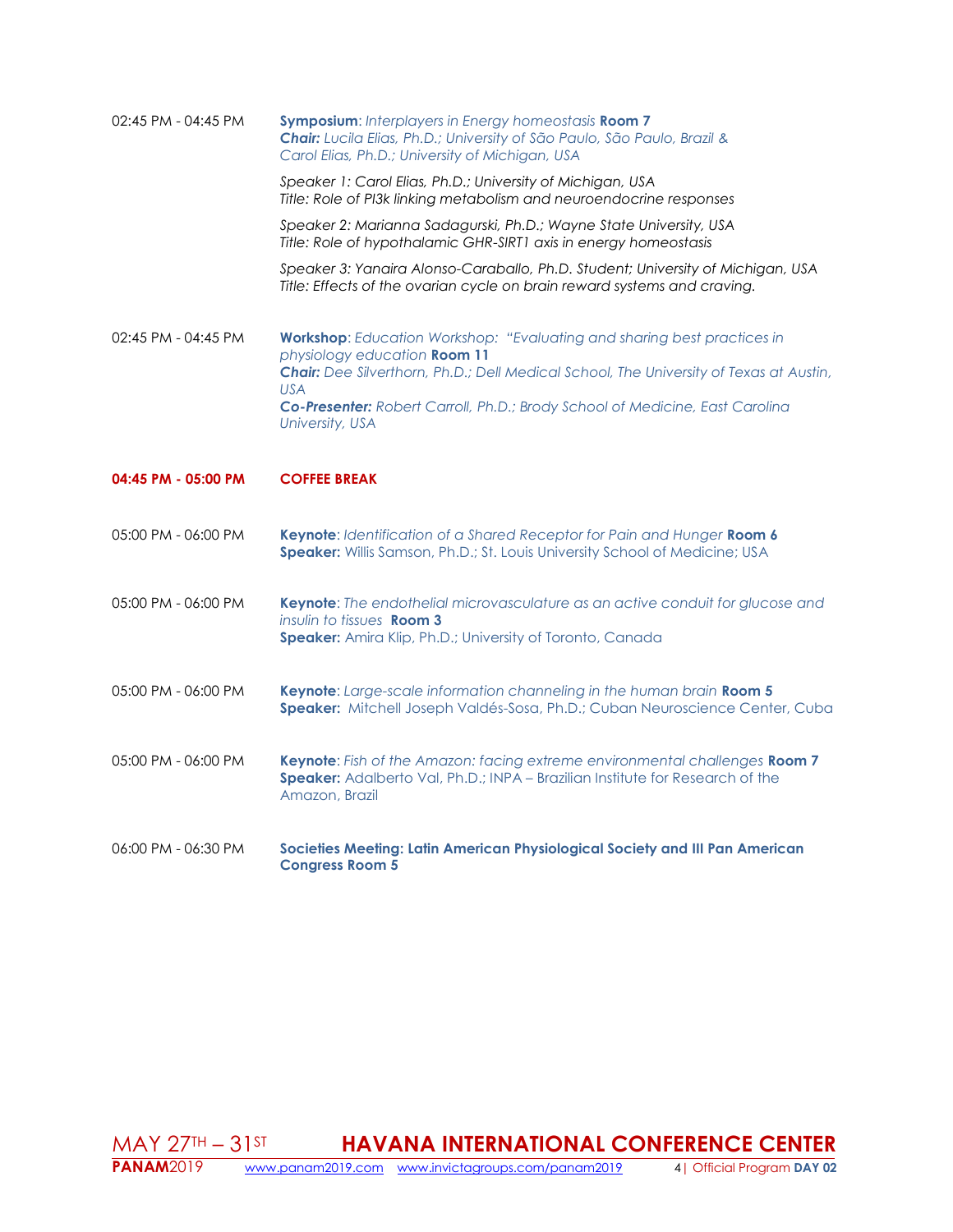02:45 PM - 04:45 PM **Symposium**: *Interplayers in Energy homeostasis* **Room 7**
***Chair:*** *Lucila Elias, Ph.D.; University of São Paulo, São Paulo, Brazil & Carol Elias, Ph.D.; University of Michigan, USA*

*Speaker 1: Carol Elias, Ph.D.; University of Michigan, USA*
*Title: Role of PI3k linking metabolism and neuroendocrine responses*

*Speaker 2: Marianna Sadagurski, Ph.D.; Wayne State University, USA*
*Title: Role of hypothalamic GHR-SIRT1 axis in energy homeostasis*

*Speaker 3: Yanaira Alonso-Caraballo, Ph.D. Student; University of Michigan, USA*
*Title: Effects of the ovarian cycle on brain reward systems and craving.*

02:45 PM - 04:45 PM **Workshop**: *Education Workshop: "Evaluating and sharing best practices in physiology education* **Room 11**
***Chair:*** *Dee Silverthorn, Ph.D.; Dell Medical School, The University of Texas at Austin, USA*
***Co-Presenter:*** *Robert Carroll, Ph.D.; Brody School of Medicine, East Carolina University, USA*

**04:45 PM - 05:00 PM COFFEE BREAK**

05:00 PM - 06:00 PM **Keynote**: *Identification of a Shared Receptor for Pain and Hunger* **Room 6**
**Speaker:** Willis Samson, Ph.D.; St. Louis University School of Medicine; USA

05:00 PM - 06:00 PM **Keynote**: *The endothelial microvasculature as an active conduit for glucose and insulin to tissues* **Room 3**
**Speaker:** Amira Klip, Ph.D.; University of Toronto, Canada

05:00 PM - 06:00 PM **Keynote**: *Large-scale information channeling in the human brain* **Room 5**
**Speaker:** Mitchell Joseph Valdés-Sosa, Ph.D.; Cuban Neuroscience Center, Cuba

05:00 PM - 06:00 PM **Keynote**: *Fish of the Amazon: facing extreme environmental challenges* **Room 7**
**Speaker:** Adalberto Val, Ph.D.; INPA – Brazilian Institute for Research of the Amazon, Brazil

06:00 PM - 06:30 PM **Societies Meeting: Latin American Physiological Society and III Pan American Congress Room 5**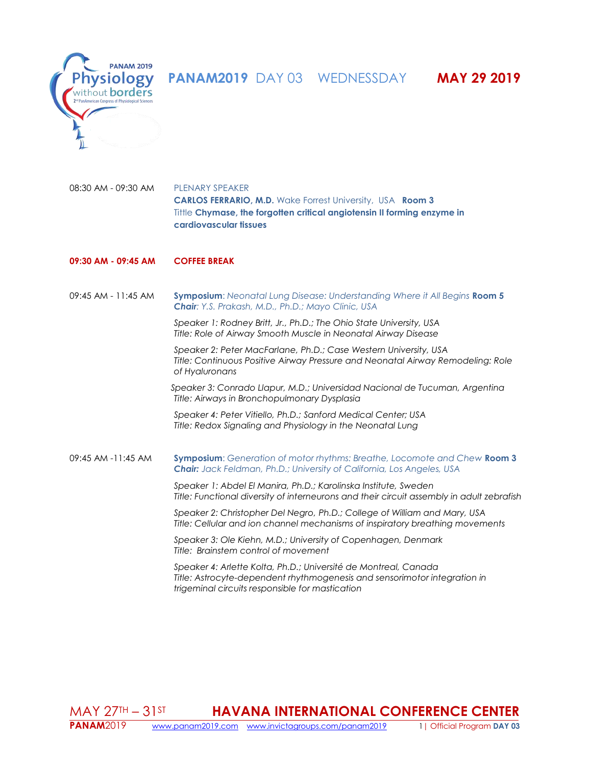# PANAM2019 DAY 03 WEDNESSDAY **MAY 29 2019**

08:30 AM - 09:30 AM PLENARY SPEAKER
**CARLOS FERRARIO, M.D.** Wake Forrest University, USA **Room 3**
Tittle **Chymase, the forgotten critical angiotensin II forming enzyme in cardiovascular tissues**

**09:30 AM - 09:45 AM COFFEE BREAK**

09:45 AM - 11:45 AM **Symposium**: *Neonatal Lung Disease: Understanding Where it All Begins* **Room 5**
***Chair**: Y.S. Prakash, M.D., Ph.D.; Mayo Clinic, USA*

*Speaker 1: Rodney Britt, Jr., Ph.D.; The Ohio State University, USA*
*Title: Role of Airway Smooth Muscle in Neonatal Airway Disease*

*Speaker 2: Peter MacFarlane, Ph.D.; Case Western University, USA*
*Title: Continuous Positive Airway Pressure and Neonatal Airway Remodeling: Role of Hyaluronans*

*Speaker 3: Conrado Llapur, M.D.; Universidad Nacional de Tucuman, Argentina*
*Title: Airways in Bronchopulmonary Dysplasia*

*Speaker 4: Peter Vitiello, Ph.D.; Sanford Medical Center; USA*
*Title: Redox Signaling and Physiology in the Neonatal Lung*

09:45 AM -11:45 AM **Symposium**: *Generation of motor rhythms: Breathe, Locomote and Chew* **Room 3**
***Chair:** Jack Feldman, Ph.D.; University of California, Los Angeles, USA*

*Speaker 1: Abdel El Manira, Ph.D.; Karolinska Institute, Sweden*
*Title: Functional diversity of interneurons and their circuit assembly in adult zebrafish*

*Speaker 2: Christopher Del Negro, Ph.D.; College of William and Mary, USA*
*Title: Cellular and ion channel mechanisms of inspiratory breathing movements*

*Speaker 3: Ole Kiehn, M.D.; University of Copenhagen, Denmark*
*Title: Brainstem control of movement*

*Speaker 4: Arlette Kolta, Ph.D.; Université de Montreal, Canada*
*Title: Astrocyte-dependent rhythmogenesis and sensorimotor integration in trigeminal circuits responsible for mastication*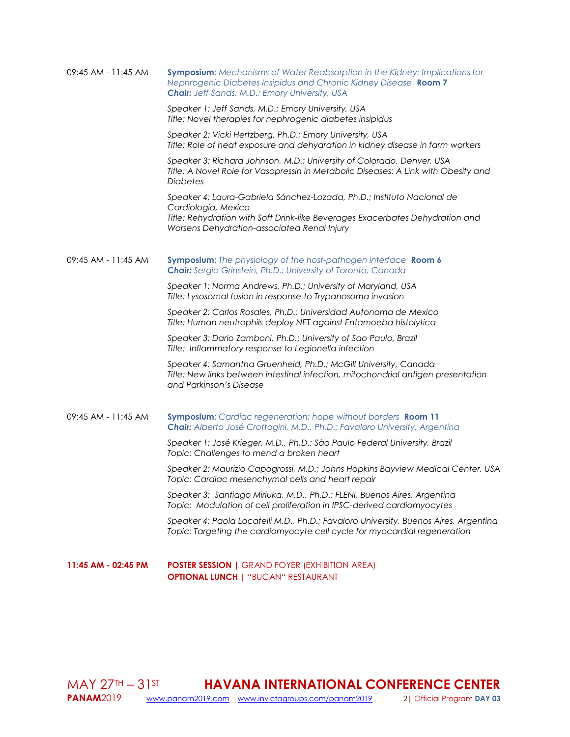09:45 AM - 11:45 AM

**Symposium**: *Mechanisms of Water Reabsorption in the Kidney: Implications for Nephrogenic Diabetes Insipidus and Chronic Kidney Disease* **Room 7**
***Chair:*** *Jeff Sands, M.D.; Emory University, USA*

*Speaker 1: Jeff Sands, M.D.; Emory University, USA*
*Title: Novel therapies for nephrogenic diabetes insipidus*

*Speaker 2: Vicki Hertzberg, Ph.D.; Emory University, USA*
*Title: Role of heat exposure and dehydration in kidney disease in farm workers*

*Speaker 3: Richard Johnson, M.D.; University of Colorado, Denver, USA*
*Title: A Novel Role for Vasopressin in Metabolic Diseases: A Link with Obesity and Diabetes*

*Speaker 4: Laura-Gabriela Sánchez-Lozada, Ph.D.; Instituto Nacional de Cardiología, Mexico*
*Title: Rehydration with Soft Drink-like Beverages Exacerbates Dehydration and Worsens Dehydration-associated Renal Injury*

09:45 AM - 11:45 AM

**Symposium**: *The physiology of the host-pathogen interface* **Room 6**
***Chair:*** *Sergio Grinstein, Ph.D.; University of Toronto, Canada*

*Speaker 1: Norma Andrews, Ph.D.; University of Maryland, USA*
*Title: Lysosomal fusion in response to Trypanosoma invasion*

*Speaker 2: Carlos Rosales, Ph.D.; Universidad Autonoma de Mexico*
*Title: Human neutrophils deploy NET against Entamoeba histolytica*

*Speaker 3: Dario Zamboni, Ph.D.; University of Sao Paulo, Brazil*
*Title: Inflammatory response to Legionella infection*

*Speaker 4: Samantha Gruenheid, Ph.D.; McGill University, Canada*
*Title: New links between intestinal infection, mitochondrial antigen presentation and Parkinson's Disease*

09:45 AM - 11:45 AM

**Symposium**: *Cardiac regeneration: hope without borders* **Room 11**
***Chair:*** *Alberto José Crottogini, M.D., Ph.D.; Favaloro University, Argentina*

*Speaker 1: José Krieger, M.D., Ph.D.; São Paulo Federal University, Brazil*
*Topic: Challenges to mend a broken heart*

*Speaker 2: Maurizio Capogrossi, M.D.; Johns Hopkins Bayview Medical Center, USA*
*Topic: Cardiac mesenchymal cells and heart repair*

*Speaker 3: Santiago Miriuka, M.D., Ph.D.; FLENI, Buenos Aires, Argentina*
*Topic: Modulation of cell proliferation in IPSC-derived cardiomyocytes*

*Speaker 4: Paola Locatelli M.D., Ph.D.; Favaloro University, Buenos Aires, Argentina*
*Topic: Targeting the cardiomyocyte cell cycle for myocardial regeneration*

**11:45 AM - 02:45 PM**

**POSTER SESSION** | GRAND FOYER (EXHIBITION AREA)
**OPTIONAL LUNCH** | "BUCAN" RESTAURANT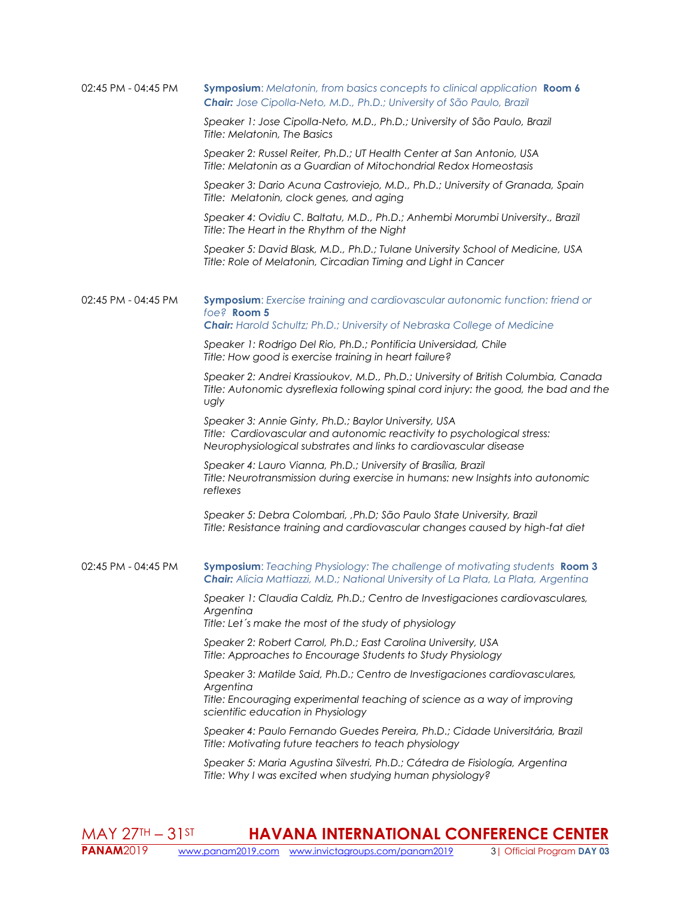02:45 PM - 04:45 PM

**Symposium**: *Melatonin, from basics concepts to clinical application* **Room 6**
***Chair:*** *Jose Cipolla-Neto, M.D., Ph.D.; University of São Paulo, Brazil*

*Speaker 1: Jose Cipolla-Neto, M.D., Ph.D.; University of São Paulo, Brazil*
*Title: Melatonin, The Basics*

*Speaker 2: Russel Reiter, Ph.D.; UT Health Center at San Antonio, USA*
*Title: Melatonin as a Guardian of Mitochondrial Redox Homeostasis*

*Speaker 3: Dario Acuna Castroviejo, M.D., Ph.D.; University of Granada, Spain*
*Title: Melatonin, clock genes, and aging*

*Speaker 4: Ovidiu C. Baltatu, M.D., Ph.D.; Anhembi Morumbi University., Brazil*
*Title: The Heart in the Rhythm of the Night*

*Speaker 5: David Blask, M.D., Ph.D.; Tulane University School of Medicine, USA*
*Title: Role of Melatonin, Circadian Timing and Light in Cancer*

02:45 PM - 04:45 PM

**Symposium**: *Exercise training and cardiovascular autonomic function: friend or foe?* **Room 5**
***Chair:*** *Harold Schultz; Ph.D.; University of Nebraska College of Medicine*

*Speaker 1: Rodrigo Del Rio, Ph.D.; Pontificia Universidad, Chile*
*Title: How good is exercise training in heart failure?*

*Speaker 2: Andrei Krassioukov, M.D., Ph.D.; University of British Columbia, Canada*
*Title: Autonomic dysreflexia following spinal cord injury: the good, the bad and the ugly*

*Speaker 3: Annie Ginty, Ph.D.; Baylor University, USA*
*Title: Cardiovascular and autonomic reactivity to psychological stress: Neurophysiological substrates and links to cardiovascular disease*

*Speaker 4: Lauro Vianna, Ph.D.; University of Brasília, Brazil*
*Title: Neurotransmission during exercise in humans: new Insights into autonomic reflexes*

*Speaker 5: Debra Colombari, ,Ph.D; São Paulo State University, Brazil*
*Title: Resistance training and cardiovascular changes caused by high-fat diet*

02:45 PM - 04:45 PM

**Symposium**: *Teaching Physiology: The challenge of motivating students* **Room 3**
***Chair:*** *Alicia Mattiazzi, M.D.; National University of La Plata, La Plata, Argentina*

*Speaker 1: Claudia Caldiz, Ph.D.; Centro de Investigaciones cardiovasculares, Argentina*
*Title: Let´s make the most of the study of physiology*

*Speaker 2: Robert Carrol, Ph.D.; East Carolina University, USA*
*Title: Approaches to Encourage Students to Study Physiology*

*Speaker 3: Matilde Said, Ph.D.; Centro de Investigaciones cardiovasculares, Argentina*
*Title: Encouraging experimental teaching of science as a way of improving scientific education in Physiology*

*Speaker 4: Paulo Fernando Guedes Pereira, Ph.D.; Cidade Universitária, Brazil*
*Title: Motivating future teachers to teach physiology*

*Speaker 5: Maria Agustina Silvestri, Ph.D.; Cátedra de Fisiología, Argentina*
*Title: Why I was excited when studying human physiology?*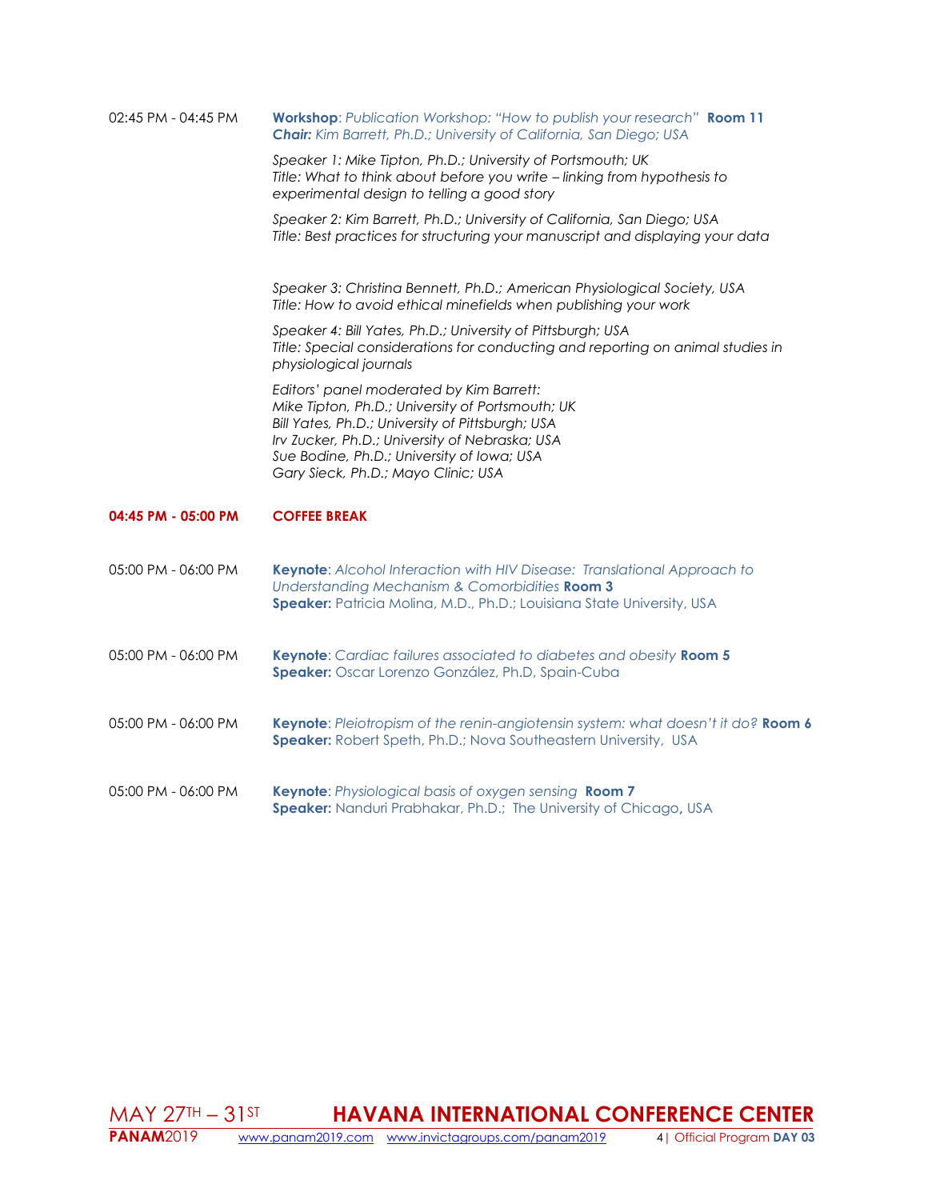02:45 PM - 04:45 PM **Workshop**: *Publication Workshop: "How to publish your research"* **Room 11**
***Chair:*** *Kim Barrett, Ph.D.; University of California, San Diego; USA*

*Speaker 1: Mike Tipton, Ph.D.; University of Portsmouth; UK*
*Title: What to think about before you write – linking from hypothesis to experimental design to telling a good story*

*Speaker 2: Kim Barrett, Ph.D.; University of California, San Diego; USA*
*Title: Best practices for structuring your manuscript and displaying your data*

*Speaker 3: Christina Bennett, Ph.D.; American Physiological Society, USA*
*Title: How to avoid ethical minefields when publishing your work*

*Speaker 4: Bill Yates, Ph.D.; University of Pittsburgh; USA*
*Title: Special considerations for conducting and reporting on animal studies in physiological journals*

*Editors' panel moderated by Kim Barrett:*
*Mike Tipton, Ph.D.; University of Portsmouth; UK*
*Bill Yates, Ph.D.; University of Pittsburgh; USA*
*Irv Zucker, Ph.D.; University of Nebraska; USA*
*Sue Bodine, Ph.D.; University of Iowa; USA*
*Gary Sieck, Ph.D.; Mayo Clinic; USA*

**04:45 PM - 05:00 PM COFFEE BREAK**

05:00 PM - 06:00 PM **Keynote**: *Alcohol Interaction with HIV Disease: Translational Approach to Understanding Mechanism & Comorbidities* **Room 3**
**Speaker:** Patricia Molina, M.D., Ph.D.; Louisiana State University, USA

05:00 PM - 06:00 PM **Keynote**: *Cardiac failures associated to diabetes and obesity* **Room 5**
**Speaker:** Oscar Lorenzo González, Ph.D, Spain-Cuba

05:00 PM - 06:00 PM **Keynote**: *Pleiotropism of the renin-angiotensin system: what doesn't it do?* **Room 6**
**Speaker:** Robert Speth, Ph.D.; Nova Southeastern University, USA

05:00 PM - 06:00 PM **Keynote**: *Physiological basis of oxygen sensing* **Room 7**
**Speaker:** Nanduri Prabhakar, Ph.D.; The University of Chicago, USA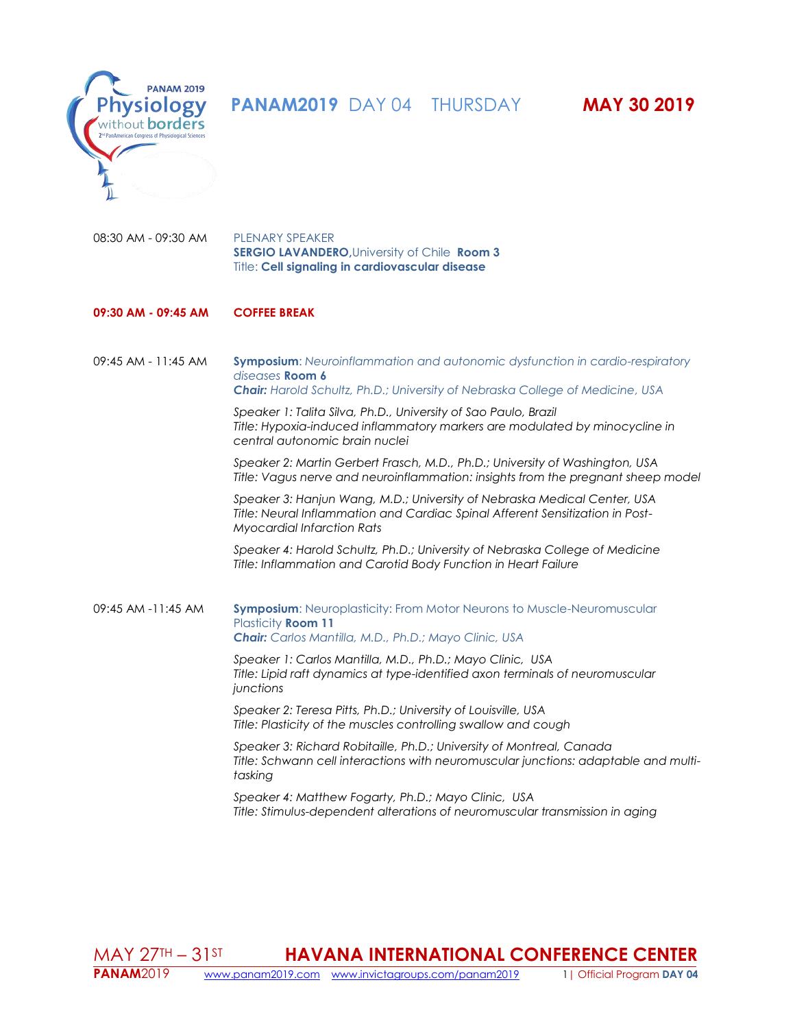# PANAM2019 DAY 04 THURSDAY **MAY 30 2019**

08:30 AM - 09:30 AM PLENARY SPEAKER
**SERGIO LAVANDERO,** University of Chile **Room 3**
Title: **Cell signaling in cardiovascular disease**

**09:30 AM - 09:45 AM COFFEE BREAK**

09:45 AM - 11:45 AM **Symposium**: *Neuroinflammation and autonomic dysfunction in cardio-respiratory diseases* **Room 6**
***Chair:*** *Harold Schultz, Ph.D.; University of Nebraska College of Medicine, USA*

*Speaker 1: Talita Silva, Ph.D., University of Sao Paulo, Brazil*
*Title: Hypoxia-induced inflammatory markers are modulated by minocycline in central autonomic brain nuclei*

*Speaker 2: Martin Gerbert Frasch, M.D., Ph.D.; University of Washington, USA*
*Title: Vagus nerve and neuroinflammation: insights from the pregnant sheep model*

*Speaker 3: Hanjun Wang, M.D.; University of Nebraska Medical Center, USA*
*Title: Neural Inflammation and Cardiac Spinal Afferent Sensitization in Post-Myocardial Infarction Rats*

*Speaker 4: Harold Schultz, Ph.D.; University of Nebraska College of Medicine*
*Title: Inflammation and Carotid Body Function in Heart Failure*

09:45 AM -11:45 AM **Symposium**: Neuroplasticity: From Motor Neurons to Muscle-Neuromuscular Plasticity **Room 11**
***Chair:*** *Carlos Mantilla, M.D., Ph.D.; Mayo Clinic, USA*

*Speaker 1: Carlos Mantilla, M.D., Ph.D.; Mayo Clinic, USA*
*Title: Lipid raft dynamics at type-identified axon terminals of neuromuscular junctions*

*Speaker 2: Teresa Pitts, Ph.D.; University of Louisville, USA*
*Title: Plasticity of the muscles controlling swallow and cough*

*Speaker 3: Richard Robitaille, Ph.D.; University of Montreal, Canada*
*Title: Schwann cell interactions with neuromuscular junctions: adaptable and multi-tasking*

*Speaker 4: Matthew Fogarty, Ph.D.; Mayo Clinic, USA*
*Title: Stimulus-dependent alterations of neuromuscular transmission in aging*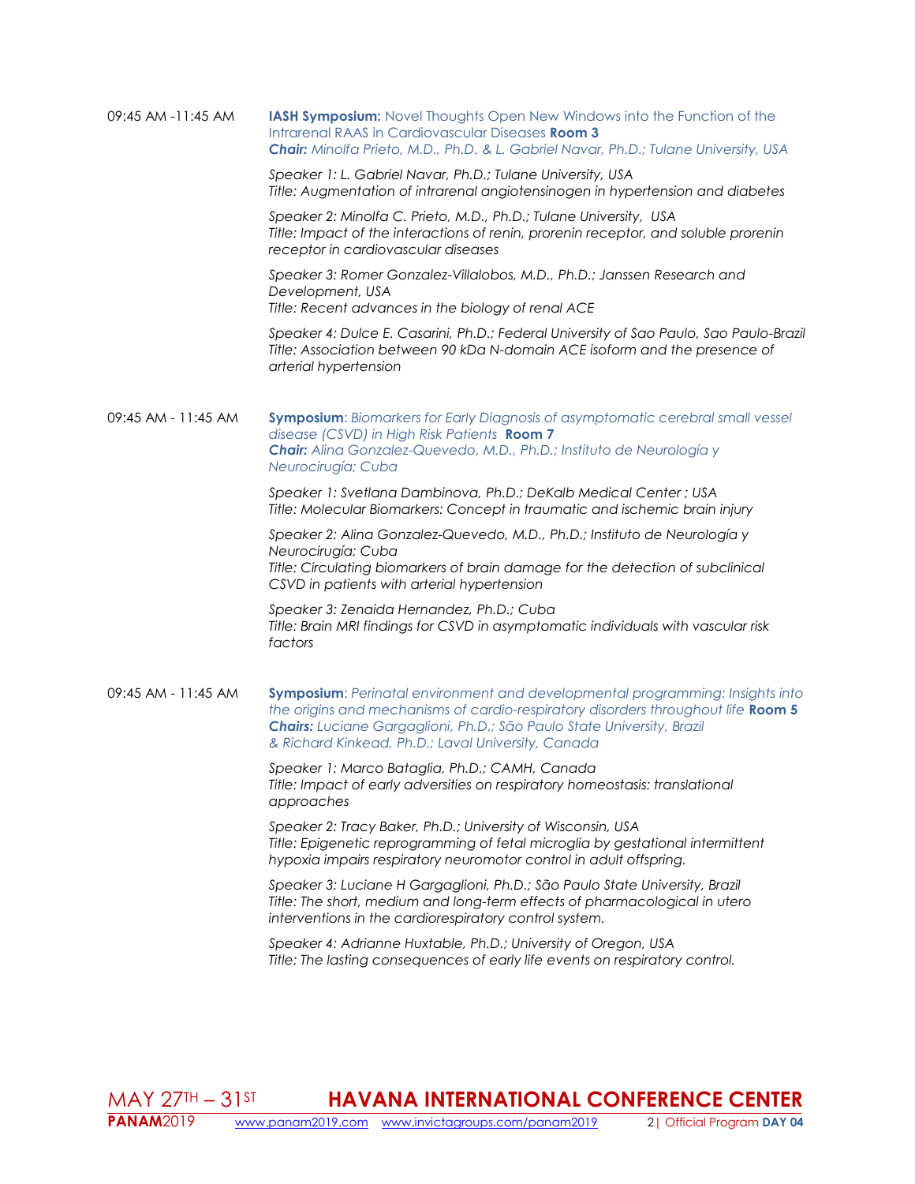09:45 AM -11:45 AM

**IASH Symposium:** Novel Thoughts Open New Windows into the Function of the Intrarenal RAAS in Cardiovascular Diseases **Room 3**
***Chair:*** *Minolfa Prieto, M.D., Ph.D. & L. Gabriel Navar, Ph.D.; Tulane University, USA*

*Speaker 1: L. Gabriel Navar, Ph.D.; Tulane University, USA*
*Title: Augmentation of intrarenal angiotensinogen in hypertension and diabetes*

*Speaker 2: Minolfa C. Prieto, M.D., Ph.D.; Tulane University, USA*
*Title: Impact of the interactions of renin, prorenin receptor, and soluble prorenin receptor in cardiovascular diseases*

*Speaker 3: Romer Gonzalez-Villalobos, M.D., Ph.D.; Janssen Research and Development, USA*
*Title: Recent advances in the biology of renal ACE*

*Speaker 4: Dulce E. Casarini, Ph.D.; Federal University of Sao Paulo, Sao Paulo-Brazil*
*Title: Association between 90 kDa N-domain ACE isoform and the presence of arterial hypertension*

09:45 AM - 11:45 AM

**Symposium**: *Biomarkers for Early Diagnosis of asymptomatic cerebral small vessel disease (CSVD) in High Risk Patients* **Room 7**
***Chair:*** *Alina Gonzalez-Quevedo, M.D., Ph.D.; Instituto de Neurología y Neurocirugía; Cuba*

*Speaker 1: Svetlana Dambinova, Ph.D.; DeKalb Medical Center ; USA*
*Title: Molecular Biomarkers: Concept in traumatic and ischemic brain injury*

*Speaker 2: Alina Gonzalez-Quevedo, M.D., Ph.D.; Instituto de Neurología y Neurocirugía; Cuba*
*Title: Circulating biomarkers of brain damage for the detection of subclinical CSVD in patients with arterial hypertension*

*Speaker 3: Zenaida Hernandez, Ph.D.; Cuba*
*Title: Brain MRI findings for CSVD in asymptomatic individuals with vascular risk factors*

09:45 AM - 11:45 AM

**Symposium**: *Perinatal environment and developmental programming: Insights into the origins and mechanisms of cardio-respiratory disorders throughout life* **Room 5**
***Chairs:*** *Luciane Gargaglioni, Ph.D.; São Paulo State University, Brazil & Richard Kinkead, Ph.D.; Laval University, Canada*

*Speaker 1: Marco Bataglia, Ph.D.; CAMH, Canada*
*Title: Impact of early adversities on respiratory homeostasis: translational approaches*

*Speaker 2: Tracy Baker, Ph.D.; University of Wisconsin, USA*
*Title: Epigenetic reprogramming of fetal microglia by gestational intermittent hypoxia impairs respiratory neuromotor control in adult offspring.*

*Speaker 3: Luciane H Gargaglioni, Ph.D.; São Paulo State University, Brazil*
*Title: The short, medium and long-term effects of pharmacological in utero interventions in the cardiorespiratory control system.*

*Speaker 4: Adrianne Huxtable, Ph.D.; University of Oregon, USA*
*Title: The lasting consequences of early life events on respiratory control.*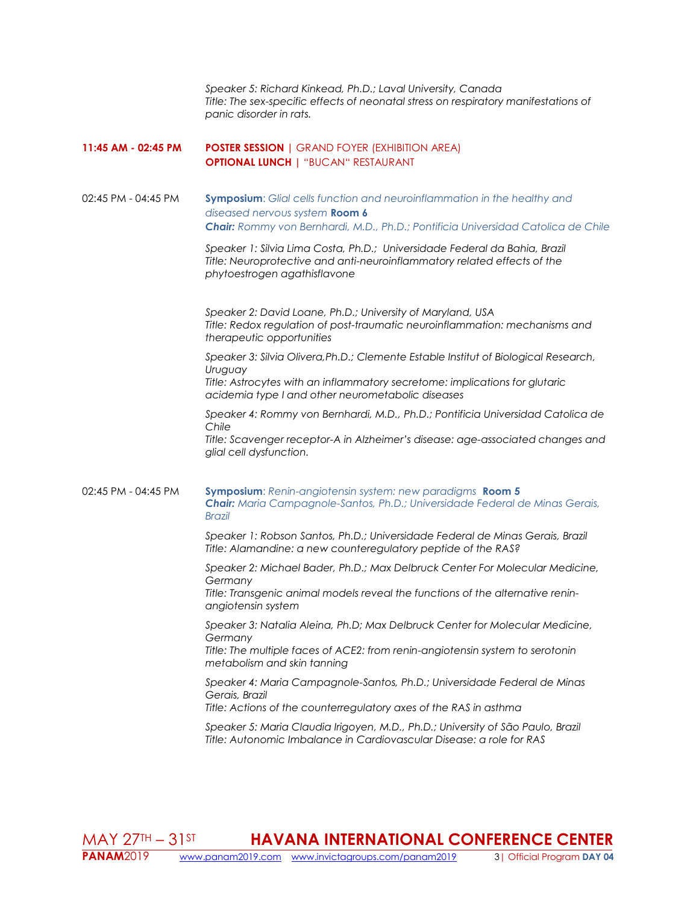*Speaker 5: Richard Kinkead, Ph.D.; Laval University, Canada*
*Title: The sex-specific effects of neonatal stress on respiratory manifestations of panic disorder in rats.*

**11:45 AM - 02:45 PM** **POSTER SESSION** | GRAND FOYER (EXHIBITION AREA)
**OPTIONAL LUNCH** | "BUCAN" RESTAURANT

02:45 PM - 04:45 PM **Symposium**: *Glial cells function and neuroinflammation in the healthy and diseased nervous system* **Room 6**
***Chair:*** *Rommy von Bernhardi, M.D., Ph.D.; Pontificia Universidad Catolica de Chile*

*Speaker 1: Silvia Lima Costa, Ph.D.; Universidade Federal da Bahia, Brazil*
*Title: Neuroprotective and anti-neuroinflammatory related effects of the phytoestrogen agathisflavone*

*Speaker 2: David Loane, Ph.D.; University of Maryland, USA*
*Title: Redox regulation of post-traumatic neuroinflammation: mechanisms and therapeutic opportunities*

*Speaker 3: Silvia Olivera,Ph.D.; Clemente Estable Institut of Biological Research, Uruguay*
*Title: Astrocytes with an inflammatory secretome: implications for glutaric acidemia type I and other neurometabolic diseases*

*Speaker 4: Rommy von Bernhardi, M.D., Ph.D.; Pontificia Universidad Catolica de Chile*
*Title: Scavenger receptor-A in Alzheimer's disease: age-associated changes and glial cell dysfunction.*

02:45 PM - 04:45 PM **Symposium**: *Renin-angiotensin system: new paradigms* **Room 5**
***Chair:*** *Maria Campagnole-Santos, Ph.D.; Universidade Federal de Minas Gerais, Brazil*

*Speaker 1: Robson Santos, Ph.D.; Universidade Federal de Minas Gerais, Brazil*
*Title: Alamandine: a new counteregulatory peptide of the RAS?*

*Speaker 2: Michael Bader, Ph.D.; Max Delbruck Center For Molecular Medicine, Germany*
*Title: Transgenic animal models reveal the functions of the alternative renin-angiotensin system*

*Speaker 3: Natalia Aleina, Ph.D; Max Delbruck Center for Molecular Medicine, Germany*
*Title: The multiple faces of ACE2: from renin-angiotensin system to serotonin metabolism and skin tanning*

*Speaker 4: Maria Campagnole-Santos, Ph.D.; Universidade Federal de Minas Gerais, Brazil*
*Title: Actions of the counterregulatory axes of the RAS in asthma*

*Speaker 5: Maria Claudia Irigoyen, M.D., Ph.D.; University of São Paulo, Brazil*
*Title: Autonomic Imbalance in Cardiovascular Disease: a role for RAS*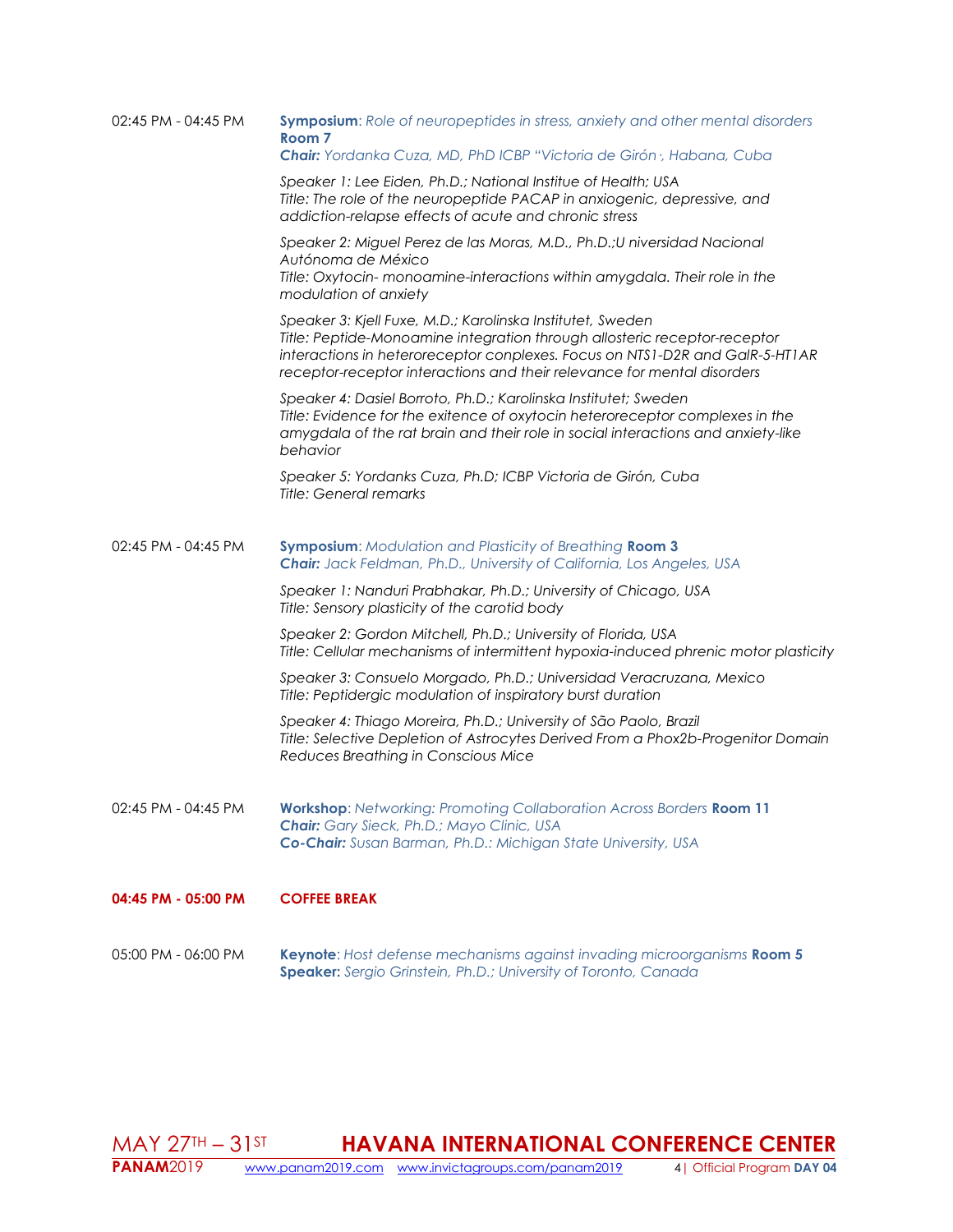02:45 PM - 04:45 PM

**Symposium**: *Role of neuropeptides in stress, anxiety and other mental disorders* **Room 7**
***Chair:*** *Yordanka Cuza, MD, PhD ICBP "Victoria de Girón", Habana, Cuba*

*Speaker 1: Lee Eiden, Ph.D.; National Institue of Health; USA*
*Title: The role of the neuropeptide PACAP in anxiogenic, depressive, and addiction-relapse effects of acute and chronic stress*

*Speaker 2: Miguel Perez de las Moras, M.D., Ph.D.;U niversidad Nacional Autónoma de México*
*Title: Oxytocin- monoamine-interactions within amygdala. Their role in the modulation of anxiety*

*Speaker 3: Kjell Fuxe, M.D.; Karolinska Institutet, Sweden*
*Title: Peptide-Monoamine integration through allosteric receptor-receptor interactions in heteroreceptor conplexes. Focus on NTS1-D2R and GalR-5-HT1AR receptor-receptor interactions and their relevance for mental disorders*

*Speaker 4: Dasiel Borroto, Ph.D.; Karolinska Institutet; Sweden*
*Title: Evidence for the exitence of oxytocin heteroreceptor complexes in the amygdala of the rat brain and their role in social interactions and anxiety-like behavior*

*Speaker 5: Yordanks Cuza, Ph.D; ICBP Victoria de Girón, Cuba*
*Title: General remarks*

02:45 PM - 04:45 PM

**Symposium**: *Modulation and Plasticity of Breathing* **Room 3**
***Chair:*** *Jack Feldman, Ph.D., University of California, Los Angeles, USA*

*Speaker 1: Nanduri Prabhakar, Ph.D.; University of Chicago, USA*
*Title: Sensory plasticity of the carotid body*

*Speaker 2: Gordon Mitchell, Ph.D.; University of Florida, USA*
*Title: Cellular mechanisms of intermittent hypoxia-induced phrenic motor plasticity*

*Speaker 3: Consuelo Morgado, Ph.D.; Universidad Veracruzana, Mexico*
*Title: Peptidergic modulation of inspiratory burst duration*

*Speaker 4: Thiago Moreira, Ph.D.; University of São Paolo, Brazil*
*Title: Selective Depletion of Astrocytes Derived From a Phox2b-Progenitor Domain Reduces Breathing in Conscious Mice*

02:45 PM - 04:45 PM

**Workshop**: *Networking: Promoting Collaboration Across Borders* **Room 11**
***Chair:*** *Gary Sieck, Ph.D.; Mayo Clinic, USA*
***Co-Chair:*** *Susan Barman, Ph.D.: Michigan State University, USA*

**04:45 PM - 05:00 PM** **COFFEE BREAK**

05:00 PM - 06:00 PM

**Keynote**: *Host defense mechanisms against invading microorganisms* **Room 5**
**Speaker:** *Sergio Grinstein, Ph.D.; University of Toronto, Canada*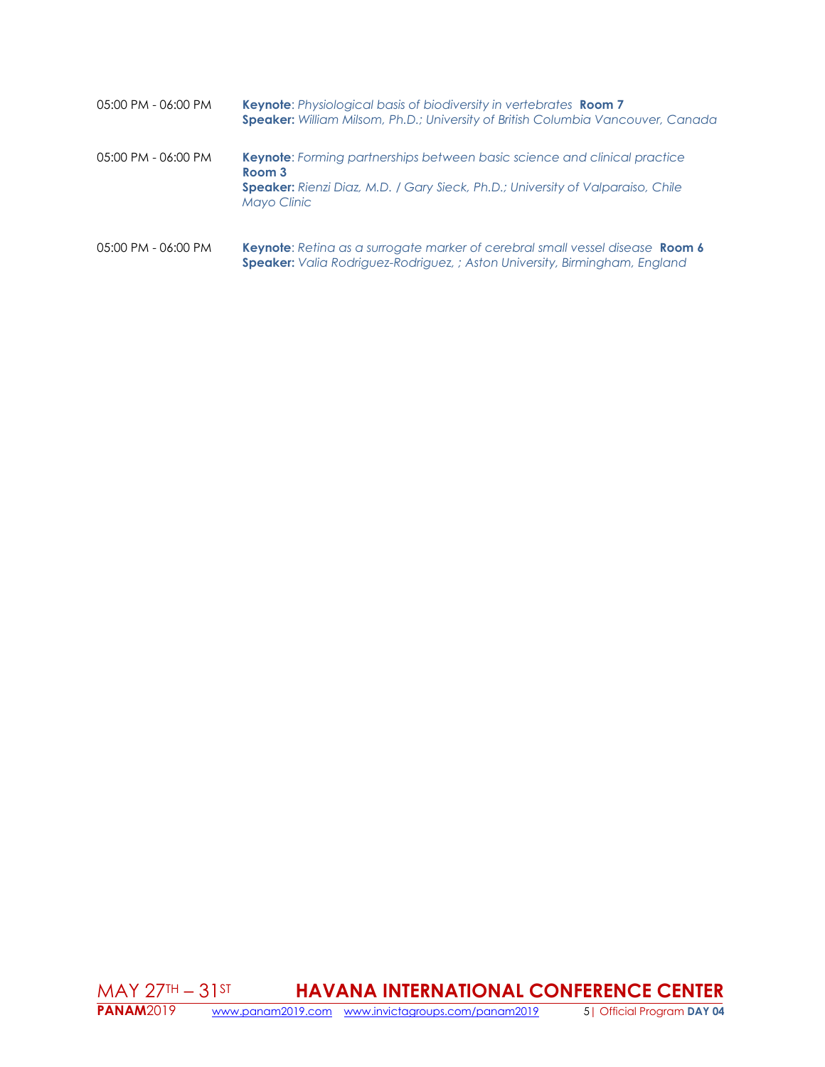05:00 PM - 06:00 PM **Keynote**: *Physiological basis of biodiversity in vertebrates* **Room 7**
**Speaker:** *William Milsom, Ph.D.; University of British Columbia Vancouver, Canada*

05:00 PM - 06:00 PM **Keynote**: *Forming partnerships between basic science and clinical practice* **Room 3**
**Speaker:** *Rienzi Diaz, M.D. / Gary Sieck, Ph.D.; University of Valparaiso, Chile Mayo Clinic*

05:00 PM - 06:00 PM **Keynote**: *Retina as a surrogate marker of cerebral small vessel disease* **Room 6**
**Speaker:** *Valia Rodriguez-Rodriguez, ; Aston University, Birmingham, England*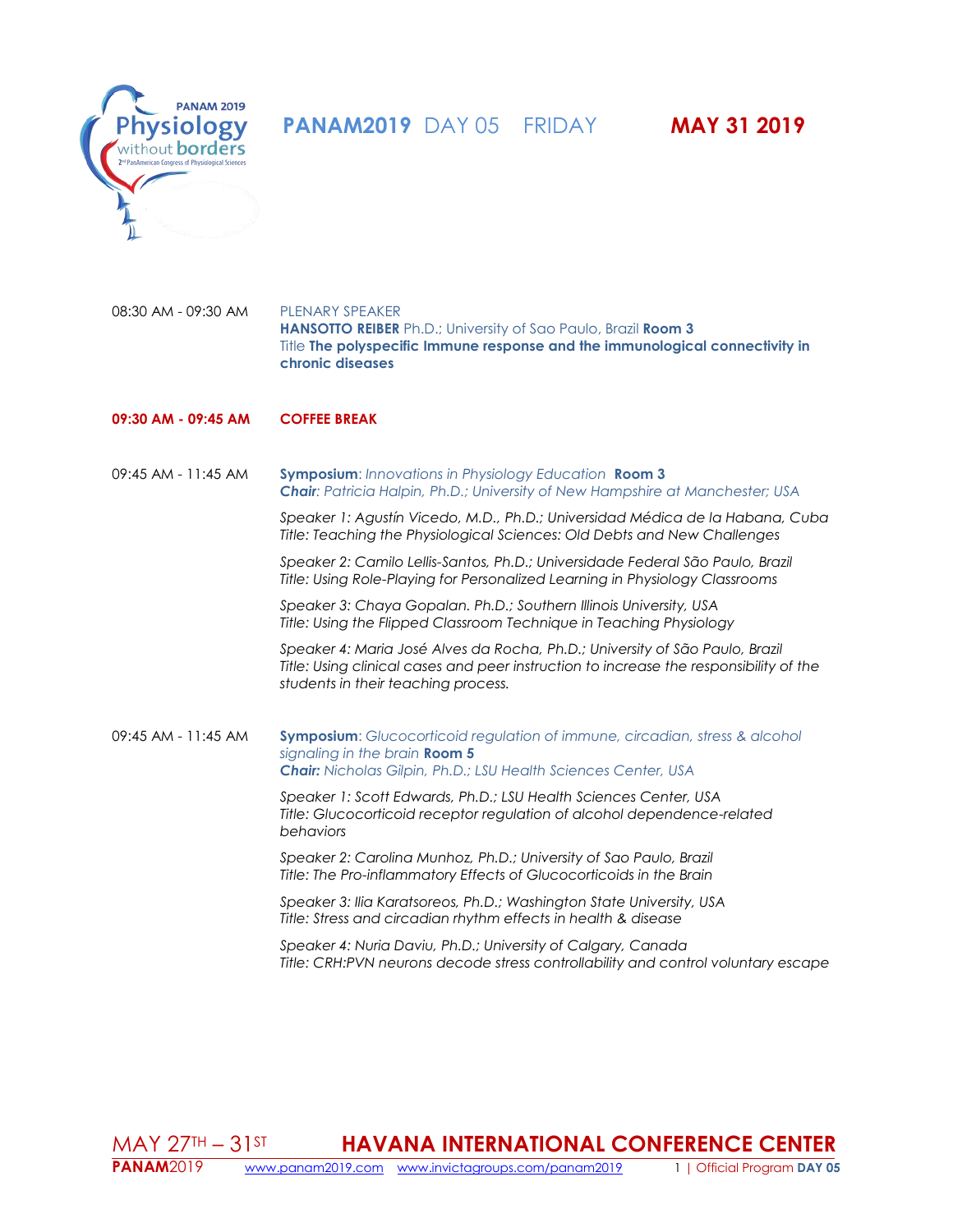# PANAM2019 DAY 05 FRIDAY **MAY 31 2019**

08:30 AM - 09:30 AM PLENARY SPEAKER
**HANSOTTO REIBER** Ph.D.; University of Sao Paulo, Brazil **Room 3**
Title **The polyspecific Immune response and the immunological connectivity in chronic diseases**

**09:30 AM - 09:45 AM COFFEE BREAK**

09:45 AM - 11:45 AM **Symposium**: *Innovations in Physiology Education* **Room 3**
***Chair****: Patricia Halpin, Ph.D.; University of New Hampshire at Manchester; USA*

*Speaker 1: Agustín Vicedo, M.D., Ph.D.; Universidad Médica de la Habana, Cuba*
*Title: Teaching the Physiological Sciences: Old Debts and New Challenges*

*Speaker 2: Camilo Lellis-Santos, Ph.D.; Universidade Federal São Paulo, Brazil*
*Title: Using Role-Playing for Personalized Learning in Physiology Classrooms*

*Speaker 3: Chaya Gopalan. Ph.D.; Southern Illinois University, USA*
*Title: Using the Flipped Classroom Technique in Teaching Physiology*

*Speaker 4: Maria José Alves da Rocha, Ph.D.; University of São Paulo, Brazil*
*Title: Using clinical cases and peer instruction to increase the responsibility of the students in their teaching process.*

09:45 AM - 11:45 AM **Symposium**: *Glucocorticoid regulation of immune, circadian, stress & alcohol signaling in the brain* **Room 5**
***Chair:*** *Nicholas Gilpin, Ph.D.; LSU Health Sciences Center, USA*

*Speaker 1: Scott Edwards, Ph.D.; LSU Health Sciences Center, USA*
*Title: Glucocorticoid receptor regulation of alcohol dependence-related behaviors*

*Speaker 2: Carolina Munhoz, Ph.D.; University of Sao Paulo, Brazil*
*Title: The Pro-inflammatory Effects of Glucocorticoids in the Brain*

*Speaker 3: Ilia Karatsoreos, Ph.D.; Washington State University, USA*
*Title: Stress and circadian rhythm effects in health & disease*

*Speaker 4: Nuria Daviu, Ph.D.; University of Calgary, Canada*
*Title: CRH:PVN neurons decode stress controllability and control voluntary escape*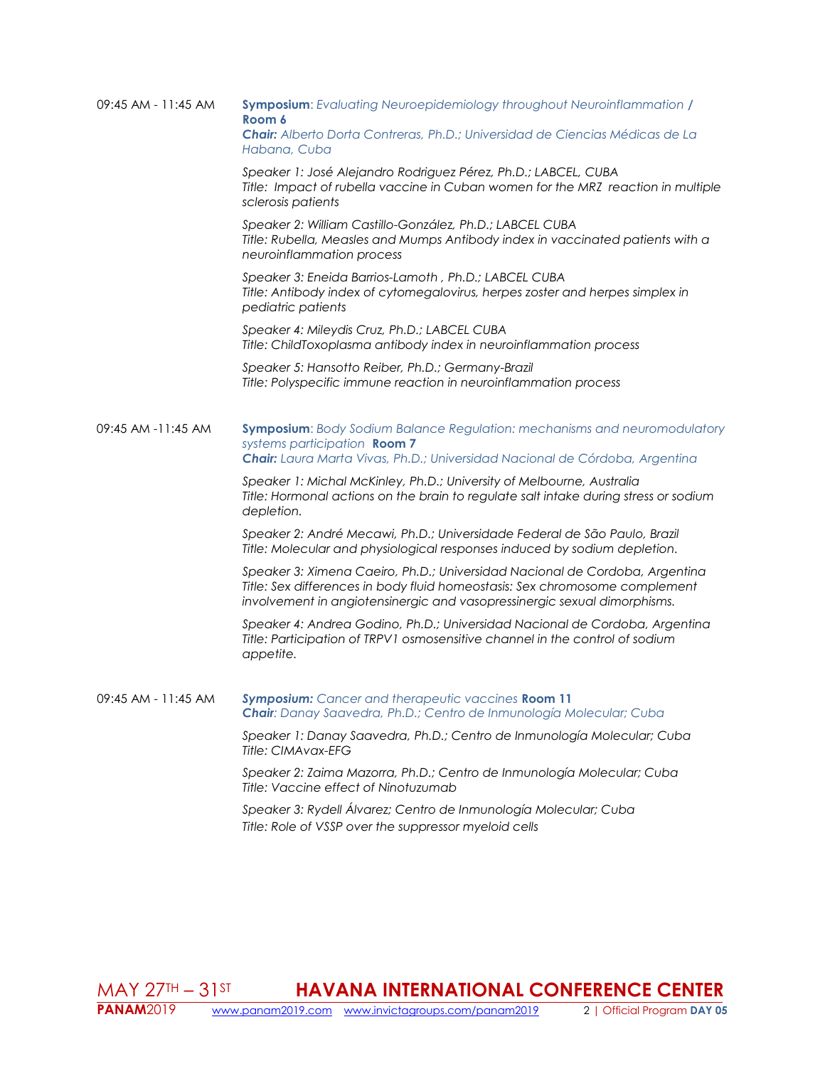09:45 AM - 11:45 AM

**Symposium**: *Evaluating Neuroepidemiology throughout Neuroinflammation* / **Room 6**
***Chair:*** *Alberto Dorta Contreras, Ph.D.; Universidad de Ciencias Médicas de La Habana, Cuba*

*Speaker 1: José Alejandro Rodriguez Pérez, Ph.D.; LABCEL, CUBA*
*Title: Impact of rubella vaccine in Cuban women for the MRZ reaction in multiple sclerosis patients*

*Speaker 2: William Castillo-González, Ph.D.; LABCEL CUBA*
*Title: Rubella, Measles and Mumps Antibody index in vaccinated patients with a neuroinflammation process*

*Speaker 3: Eneida Barrios-Lamoth , Ph.D.; LABCEL CUBA*
*Title: Antibody index of cytomegalovirus, herpes zoster and herpes simplex in pediatric patients*

*Speaker 4: Mileydis Cruz, Ph.D.; LABCEL CUBA*
*Title: ChildToxoplasma antibody index in neuroinflammation process*

*Speaker 5: Hansotto Reiber, Ph.D.; Germany-Brazil*
*Title: Polyspecific immune reaction in neuroinflammation process*

09:45 AM -11:45 AM

**Symposium**: *Body Sodium Balance Regulation: mechanisms and neuromodulatory systems participation* **Room 7**
***Chair:*** *Laura Marta Vivas, Ph.D.; Universidad Nacional de Córdoba, Argentina*

*Speaker 1: Michal McKinley, Ph.D.; University of Melbourne, Australia*
*Title: Hormonal actions on the brain to regulate salt intake during stress or sodium depletion.*

*Speaker 2: André Mecawi, Ph.D.; Universidade Federal de São Paulo, Brazil*
*Title: Molecular and physiological responses induced by sodium depletion.*

*Speaker 3: Ximena Caeiro, Ph.D.; Universidad Nacional de Cordoba, Argentina*
*Title: Sex differences in body fluid homeostasis: Sex chromosome complement involvement in angiotensinergic and vasopressinergic sexual dimorphisms.*

*Speaker 4: Andrea Godino, Ph.D.; Universidad Nacional de Cordoba, Argentina*
*Title: Participation of TRPV1 osmosensitive channel in the control of sodium appetite.*

09:45 AM - 11:45 AM

***Symposium:*** *Cancer and therapeutic vaccines* **Room 11**
***Chair****: Danay Saavedra, Ph.D.; Centro de Inmunología Molecular; Cuba*

*Speaker 1: Danay Saavedra, Ph.D.; Centro de Inmunología Molecular; Cuba*
*Title: CIMAvax-EFG*

*Speaker 2: Zaima Mazorra, Ph.D.; Centro de Inmunología Molecular; Cuba*
*Title: Vaccine effect of Ninotuzumab*

*Speaker 3: Rydell Álvarez; Centro de Inmunología Molecular; Cuba*
*Title: Role of VSSP over the suppressor myeloid cells*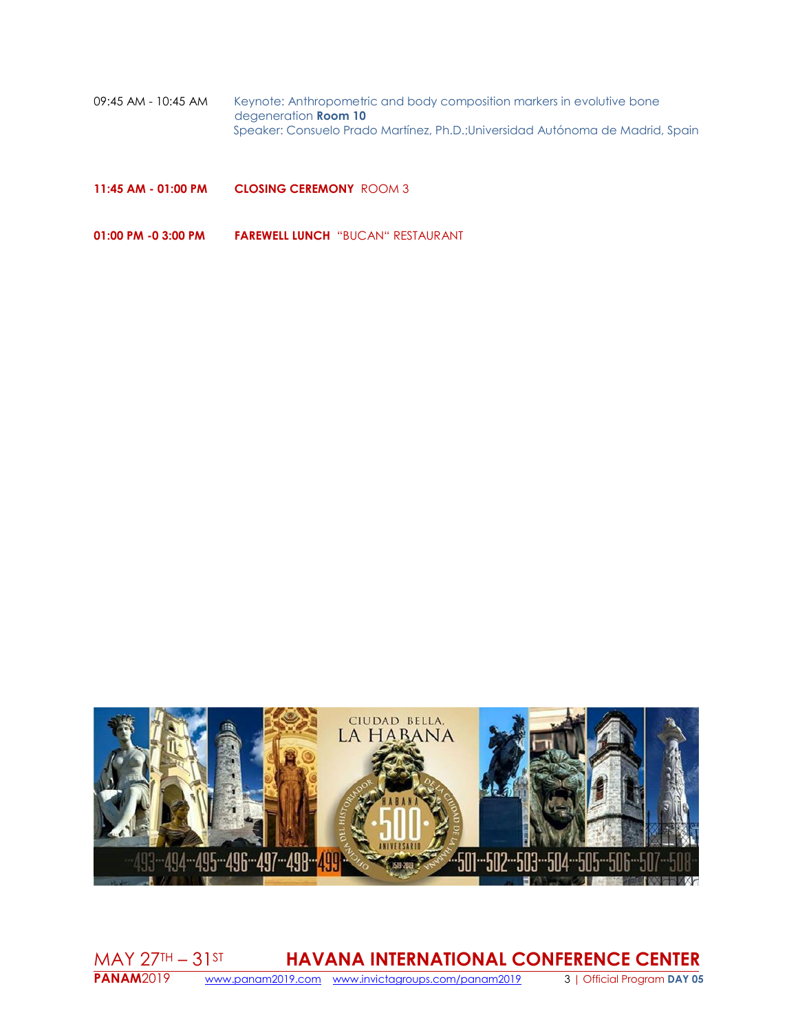09:45 AM - 10:45 AM Keynote: Anthropometric and body composition markers in evolutive bone degeneration **Room 10**
Speaker: Consuelo Prado Martínez, Ph.D.;Universidad Autónoma de Madrid, Spain

**11:45 AM - 01:00 PM** **CLOSING CEREMONY** ROOM 3

**01:00 PM -0 3:00 PM** **FAREWELL LUNCH** "BUCAN" RESTAURANT